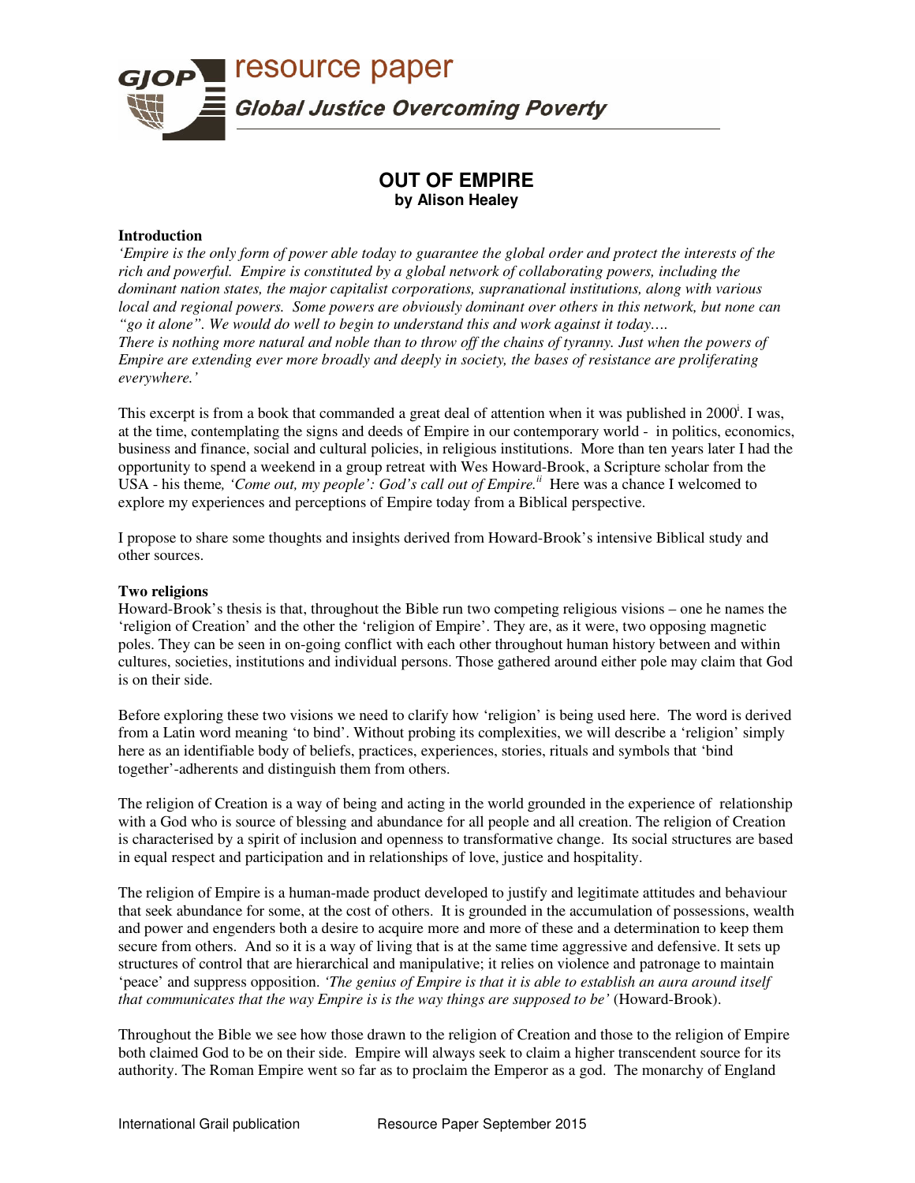# OUT OF EMPIRE

**by Alison Healey**

**Introduction**

*'Empire is the only form of power able today to guarantee the global order and protect the interests of the rich and powerful. Empire is constituted by a global network of collaborating powers, including the dominant nation states, the major capitalist corporations, supranational institutions, along with various local and regional powers. Some powers are obviously dominant over others in this network, but none can "go it alone". We would do well to begin to understand this and work against it today….*

*There is nothing more natural and noble than to throw off the chains of tyranny. Just when the powers of Empire are extending ever more broadly and deeply in society, the bases of resistance are proliferating everywhere.'*

This excerpt is from a book that commanded a great deal of attention when it was published in 2000[i]. I was, at the time, contemplating the signs and deeds of Empire in our contemporary world - in politics, economics, business and finance, social and cultural policies, in religious institutions. More than ten years later I had the opportunity to spend a weekend in a group retreat with Wes Howard-Brook, a Scripture scholar from the USA - his theme, *'Come out, my people': God's call out of Empire.*[ii] Here was a chance I welcomed to explore my experiences and perceptions of Empire today from a Biblical perspective.

I propose to share some thoughts and insights derived from Howard-Brook's intensive Biblical study and other sources.

**Two religions**

Howard-Brook's thesis is that, throughout the Bible run two competing religious visions – one he names the 'religion of Creation' and the other the 'religion of Empire'. They are, as it were, two opposing magnetic poles. They can be seen in on-going conflict with each other throughout human history between and within cultures, societies, institutions and individual persons. Those gathered around either pole may claim that God is on their side.

Before exploring these two visions we need to clarify how 'religion' is being used here. The word is derived from a Latin word meaning 'to bind'. Without probing its complexities, we will describe a 'religion' simply here as an identifiable body of beliefs, practices, experiences, stories, rituals and symbols that 'bind together'-adherents and distinguish them from others.

The religion of Creation is a way of being and acting in the world grounded in the experience of relationship with a God who is source of blessing and abundance for all people and all creation. The religion of Creation is characterised by a spirit of inclusion and openness to transformative change. Its social structures are based in equal respect and participation and in relationships of love, justice and hospitality.

The religion of Empire is a human-made product developed to justify and legitimate attitudes and behaviour that seek abundance for some, at the cost of others. It is grounded in the accumulation of possessions, wealth and power and engenders both a desire to acquire more and more of these and a determination to keep them secure from others. And so it is a way of living that is at the same time aggressive and defensive. It sets up structures of control that are hierarchical and manipulative; it relies on violence and patronage to maintain 'peace' and suppress opposition. *'The genius of Empire is that it is able to establish an aura around itself that communicates that the way Empire is is the way things are supposed to be'* (Howard-Brook).

Throughout the Bible we see how those drawn to the religion of Creation and those to the religion of Empire both claimed God to be on their side. Empire will always seek to claim a higher transcendent source for its authority. The Roman Empire went so far as to proclaim the Emperor as a god. The monarchy of England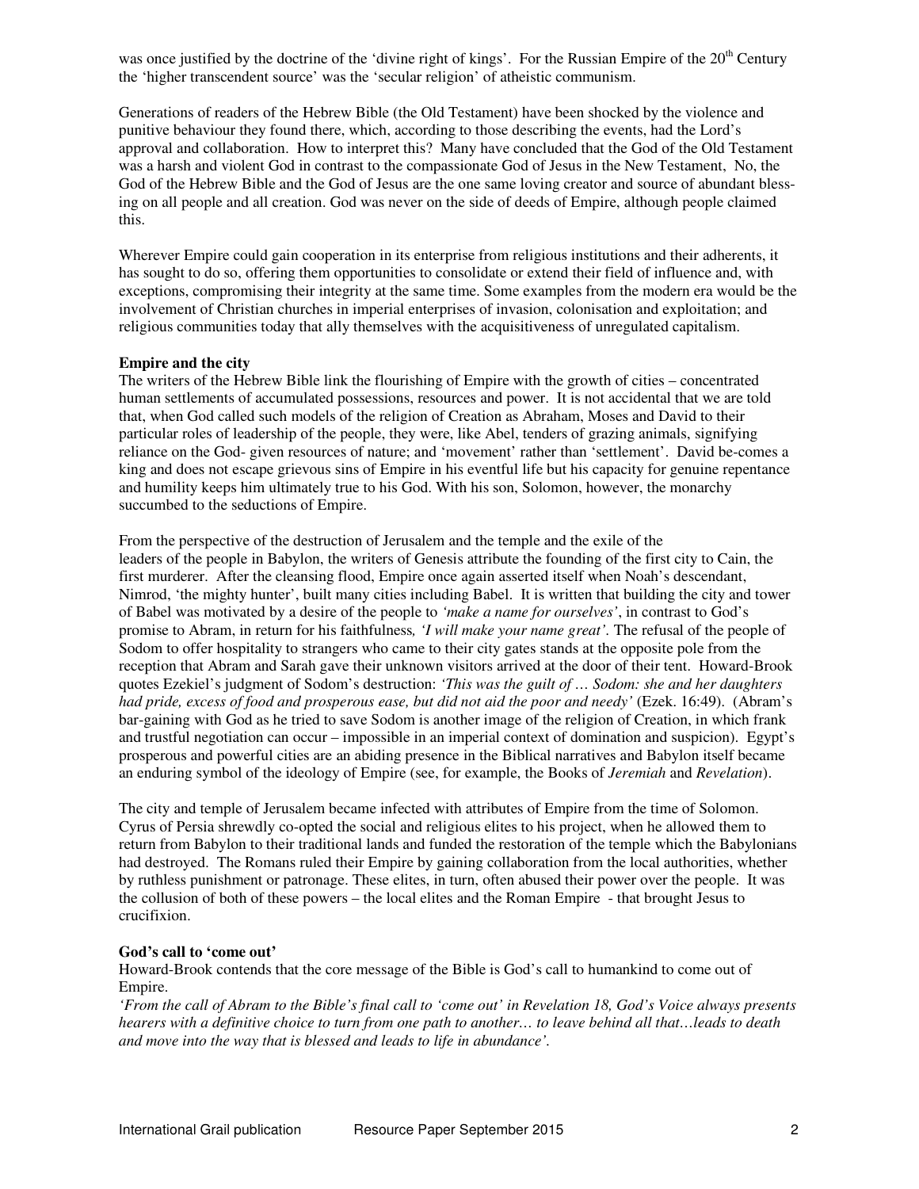was once justified by the doctrine of the 'divine right of kings'. For the Russian Empire of the 20th Century the 'higher transcendent source' was the 'secular religion' of atheistic communism.

Generations of readers of the Hebrew Bible (the Old Testament) have been shocked by the violence and punitive behaviour they found there, which, according to those describing the events, had the Lord's approval and collaboration. How to interpret this? Many have concluded that the God of the Old Testament was a harsh and violent God in contrast to the compassionate God of Jesus in the New Testament, No, the God of the Hebrew Bible and the God of Jesus are the one same loving creator and source of abundant blessing on all people and all creation. God was never on the side of deeds of Empire, although people claimed this.

Wherever Empire could gain cooperation in its enterprise from religious institutions and their adherents, it has sought to do so, offering them opportunities to consolidate or extend their field of influence and, with exceptions, compromising their integrity at the same time. Some examples from the modern era would be the involvement of Christian churches in imperial enterprises of invasion, colonisation and exploitation; and religious communities today that ally themselves with the acquisitiveness of unregulated capitalism.

**Empire and the city**

The writers of the Hebrew Bible link the flourishing of Empire with the growth of cities – concentrated human settlements of accumulated possessions, resources and power. It is not accidental that we are told that, when God called such models of the religion of Creation as Abraham, Moses and David to their particular roles of leadership of the people, they were, like Abel, tenders of grazing animals, signifying reliance on the God- given resources of nature; and 'movement' rather than 'settlement'. David be-comes a king and does not escape grievous sins of Empire in his eventful life but his capacity for genuine repentance and humility keeps him ultimately true to his God. With his son, Solomon, however, the monarchy succumbed to the seductions of Empire.

From the perspective of the destruction of Jerusalem and the temple and the exile of the leaders of the people in Babylon, the writers of Genesis attribute the founding of the first city to Cain, the first murderer. After the cleansing flood, Empire once again asserted itself when Noah's descendant, Nimrod, 'the mighty hunter', built many cities including Babel. It is written that building the city and tower of Babel was motivated by a desire of the people to *'make a name for ourselves'*, in contrast to God's promise to Abram, in return for his faithfulness*, 'I will make your name great'*. The refusal of the people of Sodom to offer hospitality to strangers who came to their city gates stands at the opposite pole from the reception that Abram and Sarah gave their unknown visitors arrived at the door of their tent. Howard-Brook quotes Ezekiel's judgment of Sodom's destruction: *'This was the guilt of … Sodom: she and her daughters had pride, excess of food and prosperous ease, but did not aid the poor and needy'* (Ezek. 16:49). (Abram's bar-gaining with God as he tried to save Sodom is another image of the religion of Creation, in which frank and trustful negotiation can occur – impossible in an imperial context of domination and suspicion). Egypt's prosperous and powerful cities are an abiding presence in the Biblical narratives and Babylon itself became an enduring symbol of the ideology of Empire (see, for example, the Books of *Jeremiah* and *Revelation*).

The city and temple of Jerusalem became infected with attributes of Empire from the time of Solomon. Cyrus of Persia shrewdly co-opted the social and religious elites to his project, when he allowed them to return from Babylon to their traditional lands and funded the restoration of the temple which the Babylonians had destroyed. The Romans ruled their Empire by gaining collaboration from the local authorities, whether by ruthless punishment or patronage. These elites, in turn, often abused their power over the people. It was the collusion of both of these powers – the local elites and the Roman Empire - that brought Jesus to crucifixion.

**God's call to 'come out'**

Howard-Brook contends that the core message of the Bible is God's call to humankind to come out of Empire.

*'From the call of Abram to the Bible's final call to 'come out' in Revelation 18, God's Voice always presents hearers with a definitive choice to turn from one path to another… to leave behind all that…leads to death and move into the way that is blessed and leads to life in abundance'.*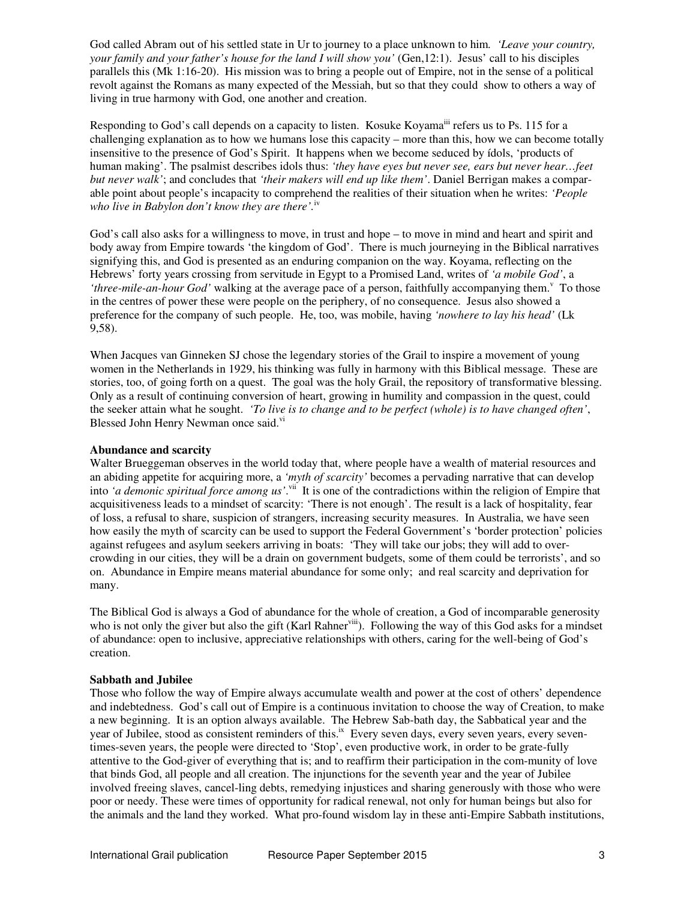God called Abram out of his settled state in Ur to journey to a place unknown to him. *'Leave your country, your family and your father's house for the land I will show you'* (Gen,12:1). Jesus' call to his disciples parallels this (Mk 1:16-20). His mission was to bring a people out of Empire, not in the sense of a political revolt against the Romans as many expected of the Messiah, but so that they could show to others a way of living in true harmony with God, one another and creation.

Responding to God's call depends on a capacity to listen. Kosuke Koyama[iii] refers us to Ps. 115 for a challenging explanation as to how we humans lose this capacity – more than this, how we can become totally insensitive to the presence of God's Spirit. It happens when we become seduced by ídols, 'products of human making'. The psalmist describes idols thus: *'they have eyes but never see, ears but never hear…feet but never walk'*; and concludes that *'their makers will end up like them'*. Daniel Berrigan makes a comparable point about people's incapacity to comprehend the realities of their situation when he writes: *'People who live in Babylon don't know they are there'.*[iv]

God's call also asks for a willingness to move, in trust and hope – to move in mind and heart and spirit and body away from Empire towards 'the kingdom of God'. There is much journeying in the Biblical narratives signifying this, and God is presented as an enduring companion on the way. Koyama, reflecting on the Hebrews' forty years crossing from servitude in Egypt to a Promised Land, writes of *'a mobile God'*, a *'three-mile-an-hour God'* walking at the average pace of a person, faithfully accompanying them.[v] To those in the centres of power these were people on the periphery, of no consequence. Jesus also showed a preference for the company of such people. He, too, was mobile, having *'nowhere to lay his head'* (Lk 9,58).

When Jacques van Ginneken SJ chose the legendary stories of the Grail to inspire a movement of young women in the Netherlands in 1929, his thinking was fully in harmony with this Biblical message. These are stories, too, of going forth on a quest. The goal was the holy Grail, the repository of transformative blessing. Only as a result of continuing conversion of heart, growing in humility and compassion in the quest, could the seeker attain what he sought. *'To live is to change and to be perfect (whole) is to have changed often'*, Blessed John Henry Newman once said.[vi]

**Abundance and scarcity**

Walter Brueggeman observes in the world today that, where people have a wealth of material resources and an abiding appetite for acquiring more, a *'myth of scarcity'* becomes a pervading narrative that can develop into *'a demonic spiritual force among us'*.[vii] It is one of the contradictions within the religion of Empire that acquisitiveness leads to a mindset of scarcity: 'There is not enough'. The result is a lack of hospitality, fear of loss, a refusal to share, suspicion of strangers, increasing security measures. In Australia, we have seen how easily the myth of scarcity can be used to support the Federal Government's 'border protection' policies against refugees and asylum seekers arriving in boats: 'They will take our jobs; they will add to over-crowding in our cities, they will be a drain on government budgets, some of them could be terrorists', and so on. Abundance in Empire means material abundance for some only; and real scarcity and deprivation for many.

The Biblical God is always a God of abundance for the whole of creation, a God of incomparable generosity who is not only the giver but also the gift (Karl Rahner[viii]). Following the way of this God asks for a mindset of abundance: open to inclusive, appreciative relationships with others, caring for the well-being of God's creation.

**Sabbath and Jubilee**

Those who follow the way of Empire always accumulate wealth and power at the cost of others' dependence and indebtedness. God's call out of Empire is a continuous invitation to choose the way of Creation, to make a new beginning. It is an option always available. The Hebrew Sab-bath day, the Sabbatical year and the year of Jubilee, stood as consistent reminders of this.[ix] Every seven days, every seven years, every seven-times-seven years, the people were directed to 'Stop', even productive work, in order to be grate-fully attentive to the God-giver of everything that is; and to reaffirm their participation in the com-munity of love that binds God, all people and all creation. The injunctions for the seventh year and the year of Jubilee involved freeing slaves, cancel-ling debts, remedying injustices and sharing generously with those who were poor or needy. These were times of opportunity for radical renewal, not only for human beings but also for the animals and the land they worked. What pro-found wisdom lay in these anti-Empire Sabbath institutions,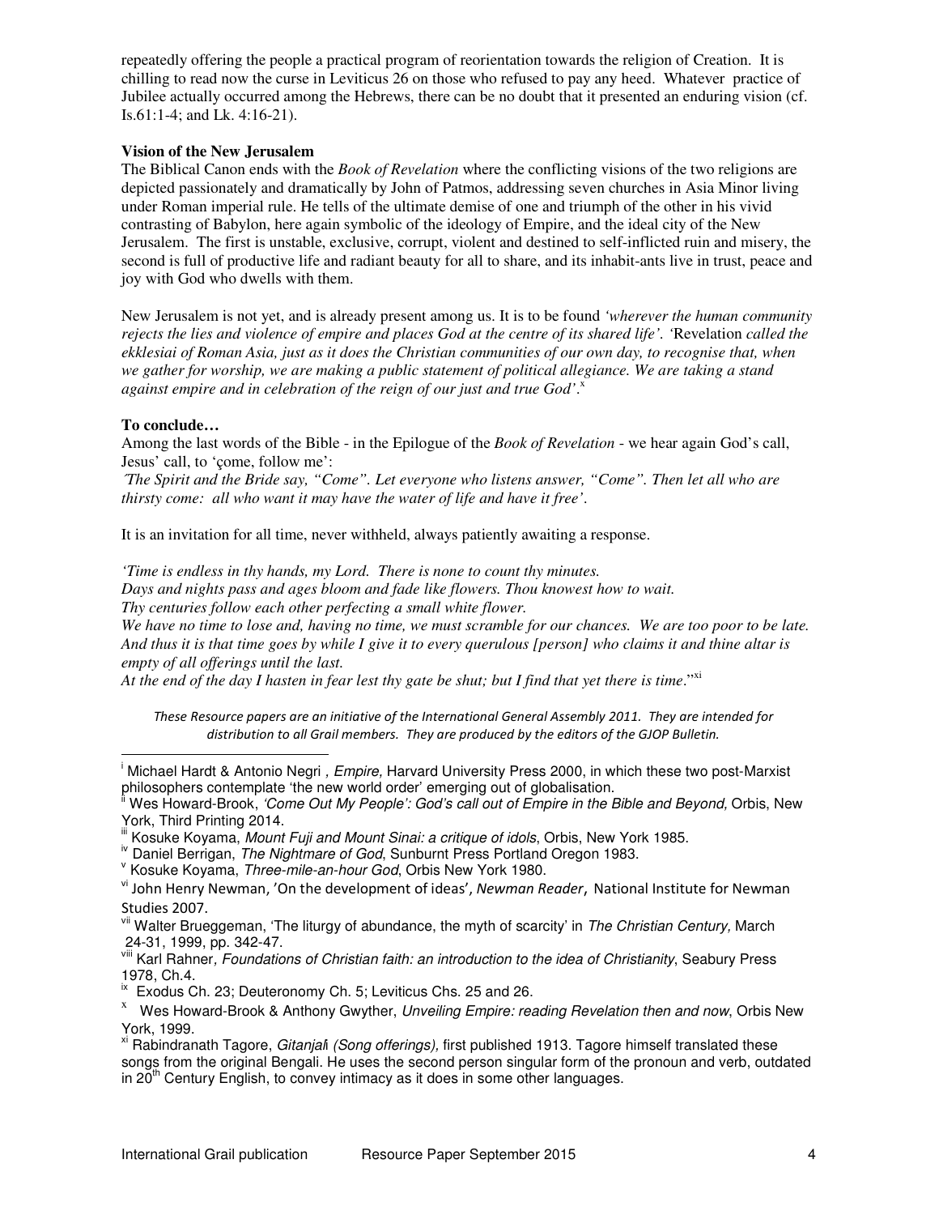repeatedly offering the people a practical program of reorientation towards the religion of Creation. It is chilling to read now the curse in Leviticus 26 on those who refused to pay any heed. Whatever practice of Jubilee actually occurred among the Hebrews, there can be no doubt that it presented an enduring vision (cf. Is.61:1-4; and Lk. 4:16-21).

**Vision of the New Jerusalem**

The Biblical Canon ends with the *Book of Revelation* where the conflicting visions of the two religions are depicted passionately and dramatically by John of Patmos, addressing seven churches in Asia Minor living under Roman imperial rule. He tells of the ultimate demise of one and triumph of the other in his vivid contrasting of Babylon, here again symbolic of the ideology of Empire, and the ideal city of the New Jerusalem. The first is unstable, exclusive, corrupt, violent and destined to self-inflicted ruin and misery, the second is full of productive life and radiant beauty for all to share, and its inhabit-ants live in trust, peace and joy with God who dwells with them.

New Jerusalem is not yet, and is already present among us. It is to be found *'wherever the human community rejects the lies and violence of empire and places God at the centre of its shared life'. '*Revelation *called the ekklesiai of Roman Asia, just as it does the Christian communities of our own day, to recognise that, when we gather for worship, we are making a public statement of political allegiance. We are taking a stand against empire and in celebration of the reign of our just and true God'.*[x]

**To conclude…**

Among the last words of the Bible - in the Epilogue of the *Book of Revelation* - we hear again God's call, Jesus' call, to 'çome, follow me':

*'The Spirit and the Bride say, "Come". Let everyone who listens answer, "Come". Then let all who are thirsty come: all who want it may have the water of life and have it free'.*

It is an invitation for all time, never withheld, always patiently awaiting a response.

*'Time is endless in thy hands, my Lord. There is none to count thy minutes.*
*Days and nights pass and ages bloom and fade like flowers. Thou knowest how to wait.*
*Thy centuries follow each other perfecting a small white flower.*
*We have no time to lose and, having no time, we must scramble for our chances. We are too poor to be late.*
*And thus it is that time goes by while I give it to every querulous [person] who claims it and thine altar is empty of all offerings until the last.*
*At the end of the day I hasten in fear lest thy gate be shut; but I find that yet there is time*."[xi]

*These Resource papers are an initiative of the International General Assembly 2011. They are intended for distribution to all Grail members. They are produced by the editors of the GJOP Bulletin.*

---

[i] Michael Hardt & Antonio Negri , *Empire,* Harvard University Press 2000, in which these two post-Marxist philosophers contemplate 'the new world order' emerging out of globalisation.

[ii] Wes Howard-Brook, *'Come Out My People': God's call out of Empire in the Bible and Beyond,* Orbis, New York, Third Printing 2014.

[iii] Kosuke Koyama, *Mount Fuji and Mount Sinai: a critique of idols*, Orbis, New York 1985.

[iv] Daniel Berrigan, *The Nightmare of God*, Sunburnt Press Portland Oregon 1983.

[v] Kosuke Koyama, *Three-mile-an-hour God*, Orbis New York 1980.

[vi] John Henry Newman, 'On the development of ideas', *Newman Reader*, National Institute for Newman Studies 2007.

[vii] Walter Brueggeman, 'The liturgy of abundance, the myth of scarcity' in *The Christian Century,* March 24-31, 1999, pp. 342-47.

[viii] Karl Rahner, *Foundations of Christian faith: an introduction to the idea of Christianity*, Seabury Press 1978, Ch.4.

[ix] Exodus Ch. 23; Deuteronomy Ch. 5; Leviticus Chs. 25 and 26.

[x] Wes Howard-Brook & Anthony Gwyther, *Unveiling Empire: reading Revelation then and now*, Orbis New York, 1999.

[xi] Rabindranath Tagore, *Gitanjali (Song offerings),* first published 1913. Tagore himself translated these songs from the original Bengali. He uses the second person singular form of the pronoun and verb, outdated in 20th Century English, to convey intimacy as it does in some other languages.